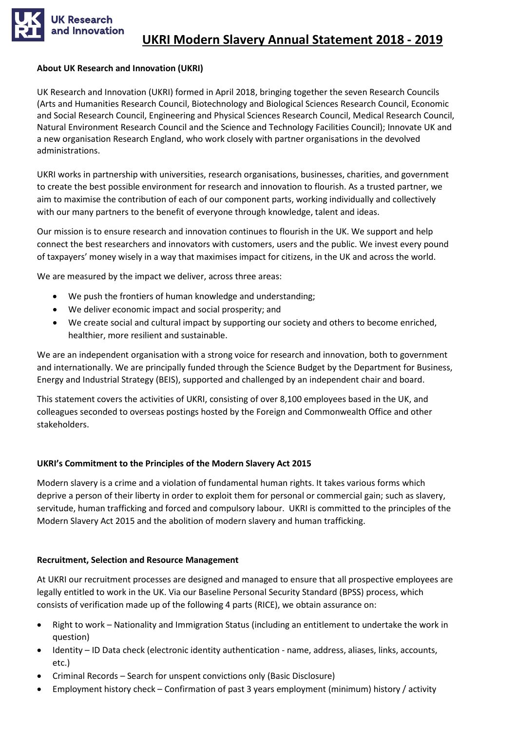# UKRI Modern Slavery Annual Statement 2018 - 2019

## About UK Research and Innovation (UKRI)

UK Research and Innovation (UKRI) formed in April 2018, bringing together the seven Research Councils (Arts and Humanities Research Council, Biotechnology and Biological Sciences Research Council, Economic and Social Research Council, Engineering and Physical Sciences Research Council, Medical Research Council, Natural Environment Research Council and the Science and Technology Facilities Council); Innovate UK and a new organisation Research England, who work closely with partner organisations in the devolved administrations.

UKRI works in partnership with universities, research organisations, businesses, charities, and government to create the best possible environment for research and innovation to flourish. As a trusted partner, we aim to maximise the contribution of each of our component parts, working individually and collectively with our many partners to the benefit of everyone through knowledge, talent and ideas.

Our mission is to ensure research and innovation continues to flourish in the UK. We support and help connect the best researchers and innovators with customers, users and the public. We invest every pound of taxpayers' money wisely in a way that maximises impact for citizens, in the UK and across the world.

We are measured by the impact we deliver, across three areas:

- We push the frontiers of human knowledge and understanding;
- We deliver economic impact and social prosperity; and
- We create social and cultural impact by supporting our society and others to become enriched, healthier, more resilient and sustainable.

We are an independent organisation with a strong voice for research and innovation, both to government and internationally. We are principally funded through the Science Budget by the Department for Business, Energy and Industrial Strategy (BEIS), supported and challenged by an independent chair and board.

This statement covers the activities of UKRI, consisting of over 8,100 employees based in the UK, and colleagues seconded to overseas postings hosted by the Foreign and Commonwealth Office and other stakeholders.

## UKRI's Commitment to the Principles of the Modern Slavery Act 2015

Modern slavery is a crime and a violation of fundamental human rights. It takes various forms which deprive a person of their liberty in order to exploit them for personal or commercial gain; such as slavery, servitude, human trafficking and forced and compulsory labour. UKRI is committed to the principles of the Modern Slavery Act 2015 and the abolition of modern slavery and human trafficking.

## Recruitment, Selection and Resource Management

At UKRI our recruitment processes are designed and managed to ensure that all prospective employees are legally entitled to work in the UK. Via our Baseline Personal Security Standard (BPSS) process, which consists of verification made up of the following 4 parts (RICE), we obtain assurance on:

- Right to work – Nationality and Immigration Status (including an entitlement to undertake the work in question)
- Identity – ID Data check (electronic identity authentication - name, address, aliases, links, accounts, etc.)
- Criminal Records – Search for unspent convictions only (Basic Disclosure)
- Employment history check – Confirmation of past 3 years employment (minimum) history / activity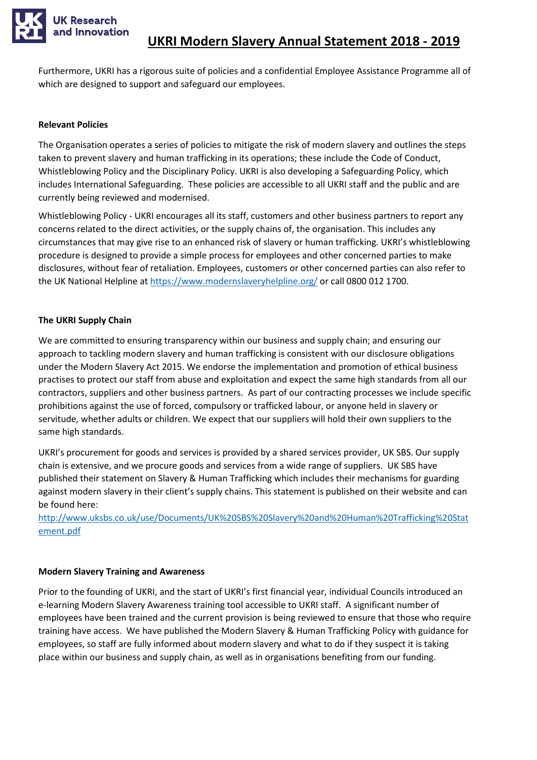Furthermore, UKRI has a rigorous suite of policies and a confidential Employee Assistance Programme all of which are designed to support and safeguard our employees.

**Relevant Policies**

The Organisation operates a series of policies to mitigate the risk of modern slavery and outlines the steps taken to prevent slavery and human trafficking in its operations; these include the Code of Conduct, Whistleblowing Policy and the Disciplinary Policy. UKRI is also developing a Safeguarding Policy, which includes International Safeguarding. These policies are accessible to all UKRI staff and the public and are currently being reviewed and modernised.

Whistleblowing Policy - UKRI encourages all its staff, customers and other business partners to report any concerns related to the direct activities, or the supply chains of, the organisation. This includes any circumstances that may give rise to an enhanced risk of slavery or human trafficking. UKRI's whistleblowing procedure is designed to provide a simple process for employees and other concerned parties to make disclosures, without fear of retaliation. Employees, customers or other concerned parties can also refer to the UK National Helpline at https://www.modernslaveryhelpline.org/ or call 0800 012 1700.

**The UKRI Supply Chain**

We are committed to ensuring transparency within our business and supply chain; and ensuring our approach to tackling modern slavery and human trafficking is consistent with our disclosure obligations under the Modern Slavery Act 2015. We endorse the implementation and promotion of ethical business practises to protect our staff from abuse and exploitation and expect the same high standards from all our contractors, suppliers and other business partners. As part of our contracting processes we include specific prohibitions against the use of forced, compulsory or trafficked labour, or anyone held in slavery or servitude, whether adults or children. We expect that our suppliers will hold their own suppliers to the same high standards.

UKRI's procurement for goods and services is provided by a shared services provider, UK SBS. Our supply chain is extensive, and we procure goods and services from a wide range of suppliers. UK SBS have published their statement on Slavery & Human Trafficking which includes their mechanisms for guarding against modern slavery in their client's supply chains. This statement is published on their website and can be found here:
http://www.uksbs.co.uk/use/Documents/UK%20SBS%20Slavery%20and%20Human%20Trafficking%20Statement.pdf

**Modern Slavery Training and Awareness**

Prior to the founding of UKRI, and the start of UKRI's first financial year, individual Councils introduced an e-learning Modern Slavery Awareness training tool accessible to UKRI staff. A significant number of employees have been trained and the current provision is being reviewed to ensure that those who require training have access. We have published the Modern Slavery & Human Trafficking Policy with guidance for employees, so staff are fully informed about modern slavery and what to do if they suspect it is taking place within our business and supply chain, as well as in organisations benefiting from our funding.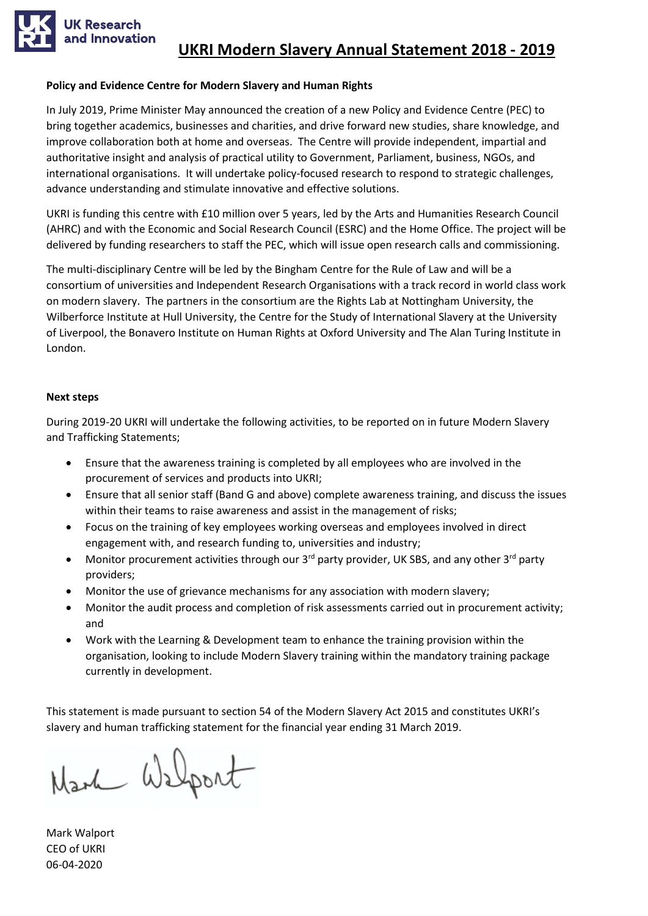**Policy and Evidence Centre for Modern Slavery and Human Rights**

In July 2019, Prime Minister May announced the creation of a new Policy and Evidence Centre (PEC) to bring together academics, businesses and charities, and drive forward new studies, share knowledge, and improve collaboration both at home and overseas. The Centre will provide independent, impartial and authoritative insight and analysis of practical utility to Government, Parliament, business, NGOs, and international organisations. It will undertake policy-focused research to respond to strategic challenges, advance understanding and stimulate innovative and effective solutions.

UKRI is funding this centre with £10 million over 5 years, led by the Arts and Humanities Research Council (AHRC) and with the Economic and Social Research Council (ESRC) and the Home Office. The project will be delivered by funding researchers to staff the PEC, which will issue open research calls and commissioning.

The multi-disciplinary Centre will be led by the Bingham Centre for the Rule of Law and will be a consortium of universities and Independent Research Organisations with a track record in world class work on modern slavery. The partners in the consortium are the Rights Lab at Nottingham University, the Wilberforce Institute at Hull University, the Centre for the Study of International Slavery at the University of Liverpool, the Bonavero Institute on Human Rights at Oxford University and The Alan Turing Institute in London.

**Next steps**

During 2019-20 UKRI will undertake the following activities, to be reported on in future Modern Slavery and Trafficking Statements;

- Ensure that the awareness training is completed by all employees who are involved in the procurement of services and products into UKRI;
- Ensure that all senior staff (Band G and above) complete awareness training, and discuss the issues within their teams to raise awareness and assist in the management of risks;
- Focus on the training of key employees working overseas and employees involved in direct engagement with, and research funding to, universities and industry;
- Monitor procurement activities through our 3rd party provider, UK SBS, and any other 3rd party providers;
- Monitor the use of grievance mechanisms for any association with modern slavery;
- Monitor the audit process and completion of risk assessments carried out in procurement activity; and
- Work with the Learning & Development team to enhance the training provision within the organisation, looking to include Modern Slavery training within the mandatory training package currently in development.

This statement is made pursuant to section 54 of the Modern Slavery Act 2015 and constitutes UKRI's slavery and human trafficking statement for the financial year ending 31 March 2019.

Mark Walport

Mark Walport
CEO of UKRI
06-04-2020